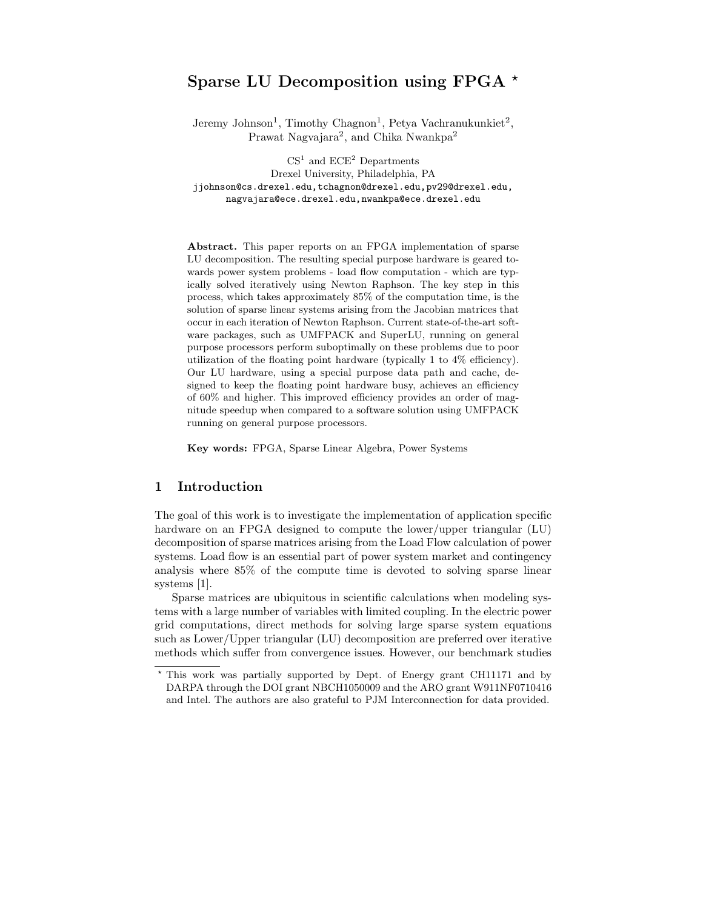# Sparse LU Decomposition using FPGA ⋆

Jeremy Johnson[1], Timothy Chagnon[1], Petya Vachranukunkiet[2], Prawat Nagvajara[2], and Chika Nwankpa[2]

CS[1] and ECE[2] Departments
Drexel University, Philadelphia, PA
jjohnson@cs.drexel.edu, tchagnon@drexel.edu, pv29@drexel.edu, nagvajara@ece.drexel.edu, nwankpa@ece.drexel.edu

**Abstract.** This paper reports on an FPGA implementation of sparse LU decomposition. The resulting special purpose hardware is geared towards power system problems - load flow computation - which are typically solved iteratively using Newton Raphson. The key step in this process, which takes approximately 85% of the computation time, is the solution of sparse linear systems arising from the Jacobian matrices that occur in each iteration of Newton Raphson. Current state-of-the-art software packages, such as UMFPACK and SuperLU, running on general purpose processors perform suboptimally on these problems due to poor utilization of the floating point hardware (typically 1 to 4% efficiency). Our LU hardware, using a special purpose data path and cache, designed to keep the floating point hardware busy, achieves an efficiency of 60% and higher. This improved efficiency provides an order of magnitude speedup when compared to a software solution using UMFPACK running on general purpose processors.

**Key words:** FPGA, Sparse Linear Algebra, Power Systems

## 1 Introduction

The goal of this work is to investigate the implementation of application specific hardware on an FPGA designed to compute the lower/upper triangular (LU) decomposition of sparse matrices arising from the Load Flow calculation of power systems. Load flow is an essential part of power system market and contingency analysis where 85% of the compute time is devoted to solving sparse linear systems [1].

Sparse matrices are ubiquitous in scientific calculations when modeling systems with a large number of variables with limited coupling. In the electric power grid computations, direct methods for solving large sparse system equations such as Lower/Upper triangular (LU) decomposition are preferred over iterative methods which suffer from convergence issues. However, our benchmark studies

⋆ This work was partially supported by Dept. of Energy grant CH11171 and by DARPA through the DOI grant NBCH1050009 and the ARO grant W911NF0710416 and Intel. The authors are also grateful to PJM Interconnection for data provided.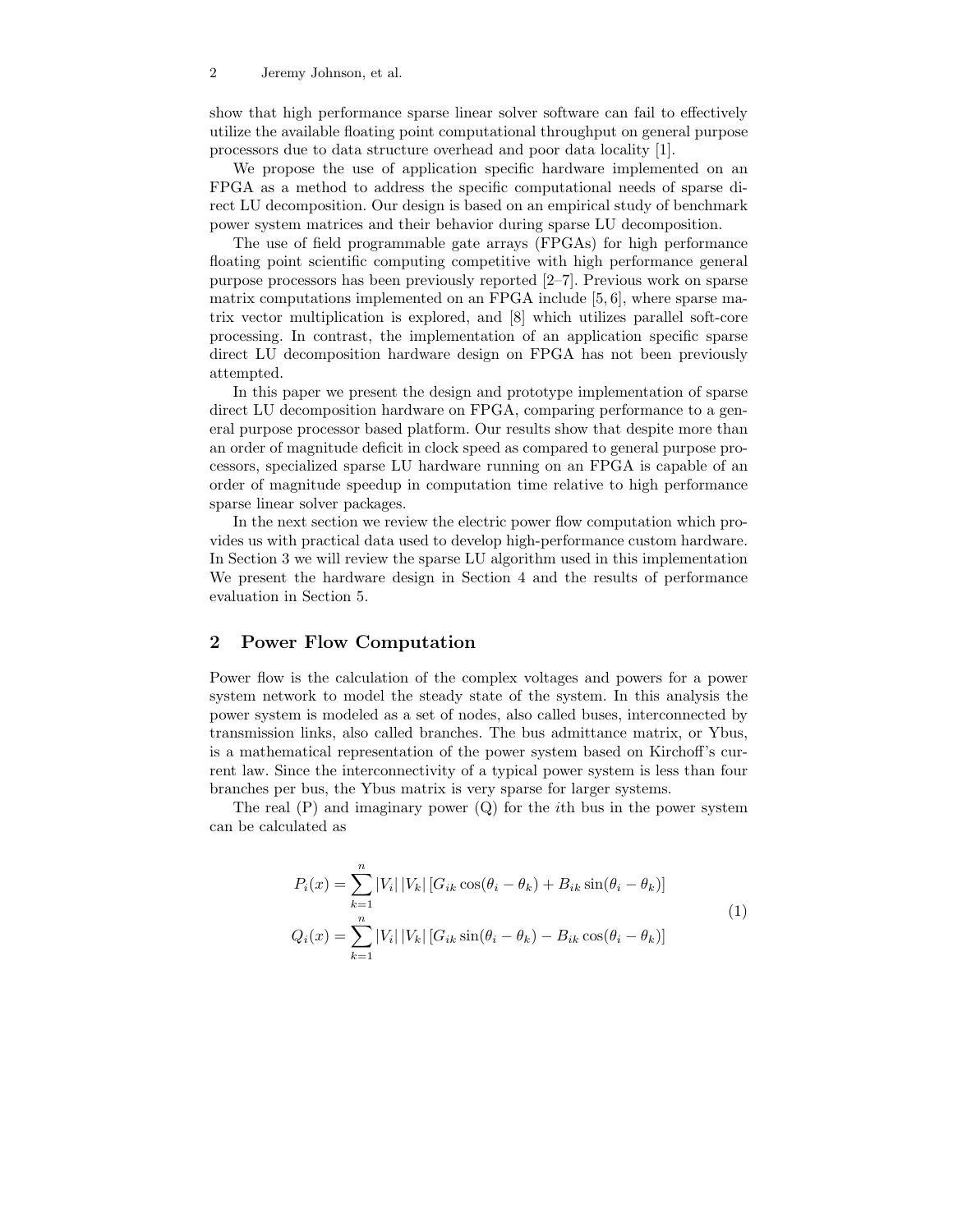show that high performance sparse linear solver software can fail to effectively utilize the available floating point computational throughput on general purpose processors due to data structure overhead and poor data locality [1].

We propose the use of application specific hardware implemented on an FPGA as a method to address the specific computational needs of sparse direct LU decomposition. Our design is based on an empirical study of benchmark power system matrices and their behavior during sparse LU decomposition.

The use of field programmable gate arrays (FPGAs) for high performance floating point scientific computing competitive with high performance general purpose processors has been previously reported [2–7]. Previous work on sparse matrix computations implemented on an FPGA include [5, 6], where sparse matrix vector multiplication is explored, and [8] which utilizes parallel soft-core processing. In contrast, the implementation of an application specific sparse direct LU decomposition hardware design on FPGA has not been previously attempted.

In this paper we present the design and prototype implementation of sparse direct LU decomposition hardware on FPGA, comparing performance to a general purpose processor based platform. Our results show that despite more than an order of magnitude deficit in clock speed as compared to general purpose processors, specialized sparse LU hardware running on an FPGA is capable of an order of magnitude speedup in computation time relative to high performance sparse linear solver packages.

In the next section we review the electric power flow computation which provides us with practical data used to develop high-performance custom hardware. In Section 3 we will review the sparse LU algorithm used in this implementation We present the hardware design in Section 4 and the results of performance evaluation in Section 5.

## 2 Power Flow Computation

Power flow is the calculation of the complex voltages and powers for a power system network to model the steady state of the system. In this analysis the power system is modeled as a set of nodes, also called buses, interconnected by transmission links, also called branches. The bus admittance matrix, or Ybus, is a mathematical representation of the power system based on Kirchoff's current law. Since the interconnectivity of a typical power system is less than four branches per bus, the Ybus matrix is very sparse for larger systems.

The real (P) and imaginary power (Q) for the $i$th bus in the power system can be calculated as

$$
\begin{aligned}
P_i(x) &= \sum_{k=1}^{n} |V_i|\,|V_k|\,[G_{ik}\cos(\theta_i - \theta_k) + B_{ik}\sin(\theta_i - \theta_k)] \\
Q_i(x) &= \sum_{k=1}^{n} |V_i|\,|V_k|\,[G_{ik}\sin(\theta_i - \theta_k) - B_{ik}\cos(\theta_i - \theta_k)]
\end{aligned}
\tag{1}
$$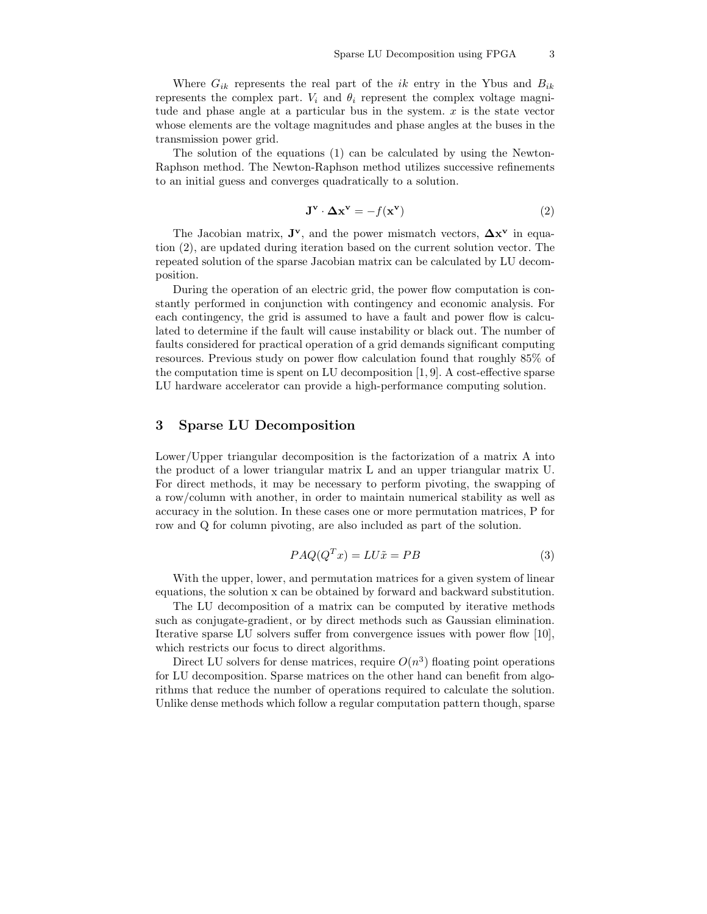Where $G_{ik}$ represents the real part of the $ik$ entry in the Ybus and $B_{ik}$ represents the complex part. $V_i$ and $\theta_i$ represent the complex voltage magnitude and phase angle at a particular bus in the system. $x$ is the state vector whose elements are the voltage magnitudes and phase angles at the buses in the transmission power grid.

The solution of the equations (1) can be calculated by using the Newton-Raphson method. The Newton-Raphson method utilizes successive refinements to an initial guess and converges quadratically to a solution.

$$\mathbf{J^v} \cdot \mathbf{\Delta x^v} = -f(\mathbf{x^v}) \tag{2}$$

The Jacobian matrix, $\mathbf{J^v}$, and the power mismatch vectors, $\mathbf{\Delta x^v}$ in equation (2), are updated during iteration based on the current solution vector. The repeated solution of the sparse Jacobian matrix can be calculated by LU decomposition.

During the operation of an electric grid, the power flow computation is constantly performed in conjunction with contingency and economic analysis. For each contingency, the grid is assumed to have a fault and power flow is calculated to determine if the fault will cause instability or black out. The number of faults considered for practical operation of a grid demands significant computing resources. Previous study on power flow calculation found that roughly 85% of the computation time is spent on LU decomposition [1, 9]. A cost-effective sparse LU hardware accelerator can provide a high-performance computing solution.

## 3 Sparse LU Decomposition

Lower/Upper triangular decomposition is the factorization of a matrix A into the product of a lower triangular matrix L and an upper triangular matrix U. For direct methods, it may be necessary to perform pivoting, the swapping of a row/column with another, in order to maintain numerical stability as well as accuracy in the solution. In these cases one or more permutation matrices, P for row and Q for column pivoting, are also included as part of the solution.

$$PAQ(Q^T x) = LU\tilde{x} = PB \tag{3}$$

With the upper, lower, and permutation matrices for a given system of linear equations, the solution x can be obtained by forward and backward substitution.

The LU decomposition of a matrix can be computed by iterative methods such as conjugate-gradient, or by direct methods such as Gaussian elimination. Iterative sparse LU solvers suffer from convergence issues with power flow [10], which restricts our focus to direct algorithms.

Direct LU solvers for dense matrices, require $O(n^3)$ floating point operations for LU decomposition. Sparse matrices on the other hand can benefit from algorithms that reduce the number of operations required to calculate the solution. Unlike dense methods which follow a regular computation pattern though, sparse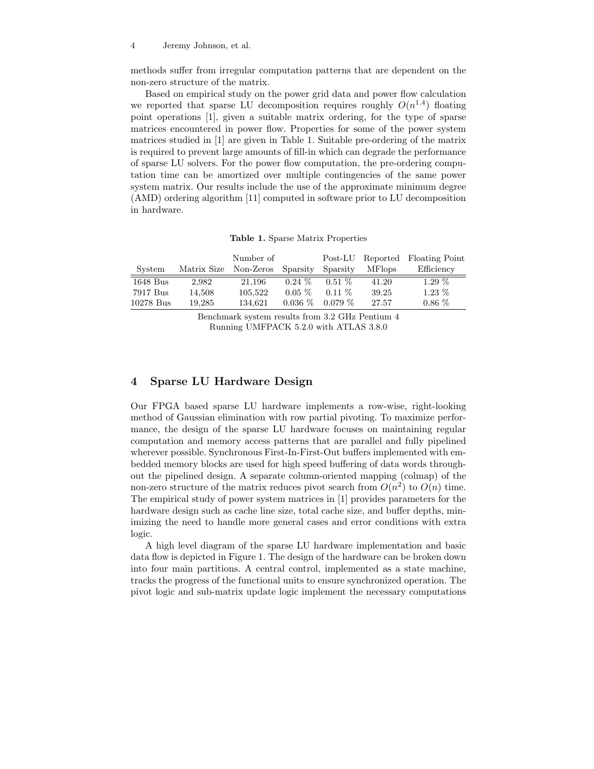methods suffer from irregular computation patterns that are dependent on the non-zero structure of the matrix.

Based on empirical study on the power grid data and power flow calculation we reported that sparse LU decomposition requires roughly $O(n^{1.4})$ floating point operations [1], given a suitable matrix ordering, for the type of sparse matrices encountered in power flow. Properties for some of the power system matrices studied in [1] are given in Table 1. Suitable pre-ordering of the matrix is required to prevent large amounts of fill-in which can degrade the performance of sparse LU solvers. For the power flow computation, the pre-ordering computation time can be amortized over multiple contingencies of the same power system matrix. Our results include the use of the approximate minimum degree (AMD) ordering algorithm [11] computed in software prior to LU decomposition in hardware.

**Table 1.** Sparse Matrix Properties

| System | Matrix Size | Number of Non-Zeros | Sparsity | Post-LU Sparsity | Reported MFlops | Floating Point Efficiency |
|---|---|---|---|---|---|---|
| 1648 Bus | 2,982 | 21,196 | 0.24 % | 0.51 % | 41.20 | 1.29 % |
| 7917 Bus | 14,508 | 105,522 | 0.05 % | 0.11 % | 39.25 | 1.23 % |
| 10278 Bus | 19,285 | 134,621 | 0.036 % | 0.079 % | 27.57 | 0.86 % |

Benchmark system results from 3.2 GHz Pentium 4
Running UMFPACK 5.2.0 with ATLAS 3.8.0

## 4 Sparse LU Hardware Design

Our FPGA based sparse LU hardware implements a row-wise, right-looking method of Gaussian elimination with row partial pivoting. To maximize performance, the design of the sparse LU hardware focuses on maintaining regular computation and memory access patterns that are parallel and fully pipelined wherever possible. Synchronous First-In-First-Out buffers implemented with embedded memory blocks are used for high speed buffering of data words throughout the pipelined design. A separate column-oriented mapping (colmap) of the non-zero structure of the matrix reduces pivot search from $O(n^2)$ to $O(n)$ time. The empirical study of power system matrices in [1] provides parameters for the hardware design such as cache line size, total cache size, and buffer depths, minimizing the need to handle more general cases and error conditions with extra logic.

A high level diagram of the sparse LU hardware implementation and basic data flow is depicted in Figure 1. The design of the hardware can be broken down into four main partitions. A central control, implemented as a state machine, tracks the progress of the functional units to ensure synchronized operation. The pivot logic and sub-matrix update logic implement the necessary computations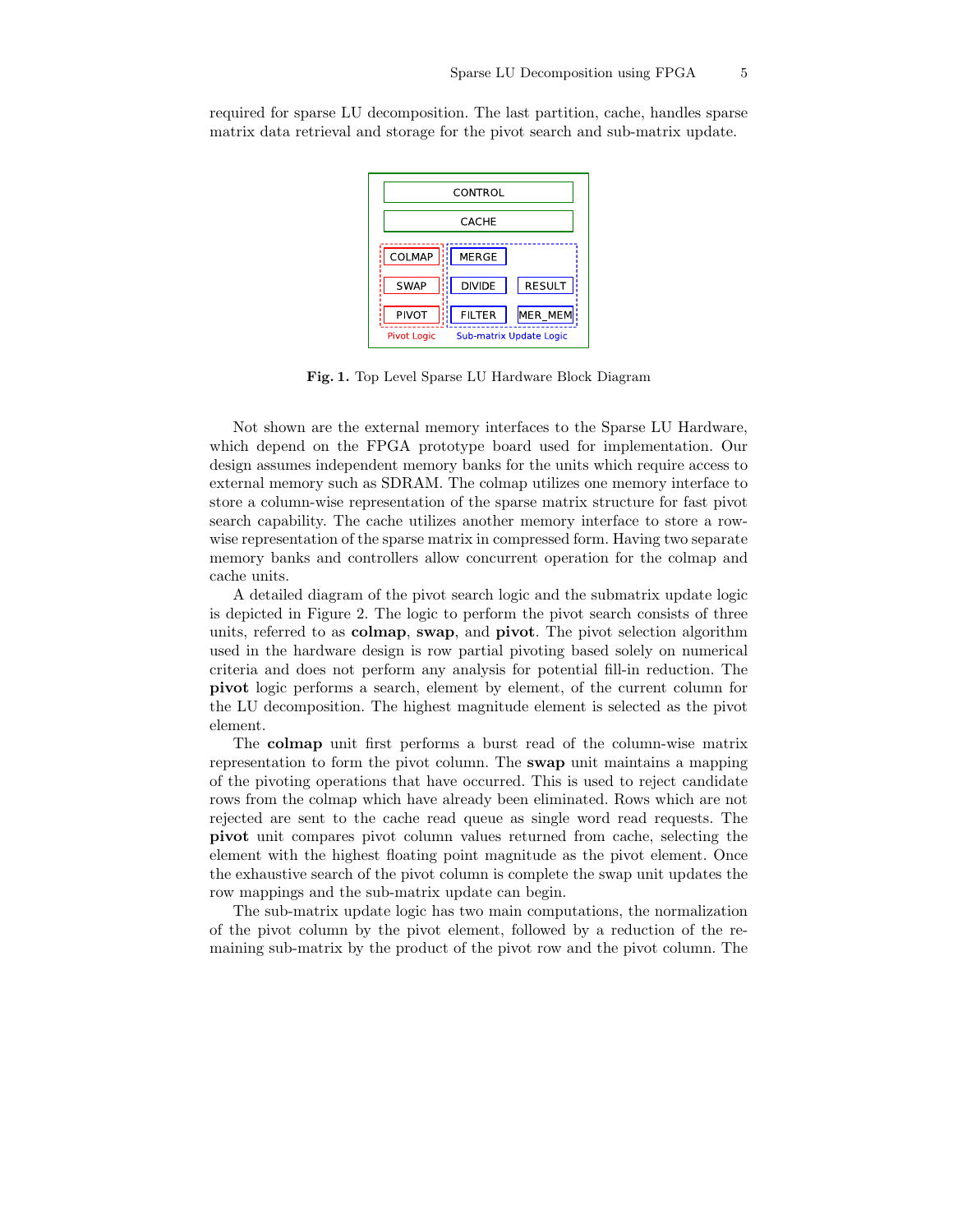required for sparse LU decomposition. The last partition, cache, handles sparse matrix data retrieval and storage for the pivot search and sub-matrix update.

**Fig. 1.** Top Level Sparse LU Hardware Block Diagram

Not shown are the external memory interfaces to the Sparse LU Hardware, which depend on the FPGA prototype board used for implementation. Our design assumes independent memory banks for the units which require access to external memory such as SDRAM. The colmap utilizes one memory interface to store a column-wise representation of the sparse matrix structure for fast pivot search capability. The cache utilizes another memory interface to store a row-wise representation of the sparse matrix in compressed form. Having two separate memory banks and controllers allow concurrent operation for the colmap and cache units.

A detailed diagram of the pivot search logic and the submatrix update logic is depicted in Figure 2. The logic to perform the pivot search consists of three units, referred to as **colmap**, **swap**, and **pivot**. The pivot selection algorithm used in the hardware design is row partial pivoting based solely on numerical criteria and does not perform any analysis for potential fill-in reduction. The **pivot** logic performs a search, element by element, of the current column for the LU decomposition. The highest magnitude element is selected as the pivot element.

The **colmap** unit first performs a burst read of the column-wise matrix representation to form the pivot column. The **swap** unit maintains a mapping of the pivoting operations that have occurred. This is used to reject candidate rows from the colmap which have already been eliminated. Rows which are not rejected are sent to the cache read queue as single word read requests. The **pivot** unit compares pivot column values returned from cache, selecting the element with the highest floating point magnitude as the pivot element. Once the exhaustive search of the pivot column is complete the swap unit updates the row mappings and the sub-matrix update can begin.

The sub-matrix update logic has two main computations, the normalization of the pivot column by the pivot element, followed by a reduction of the remaining sub-matrix by the product of the pivot row and the pivot column. The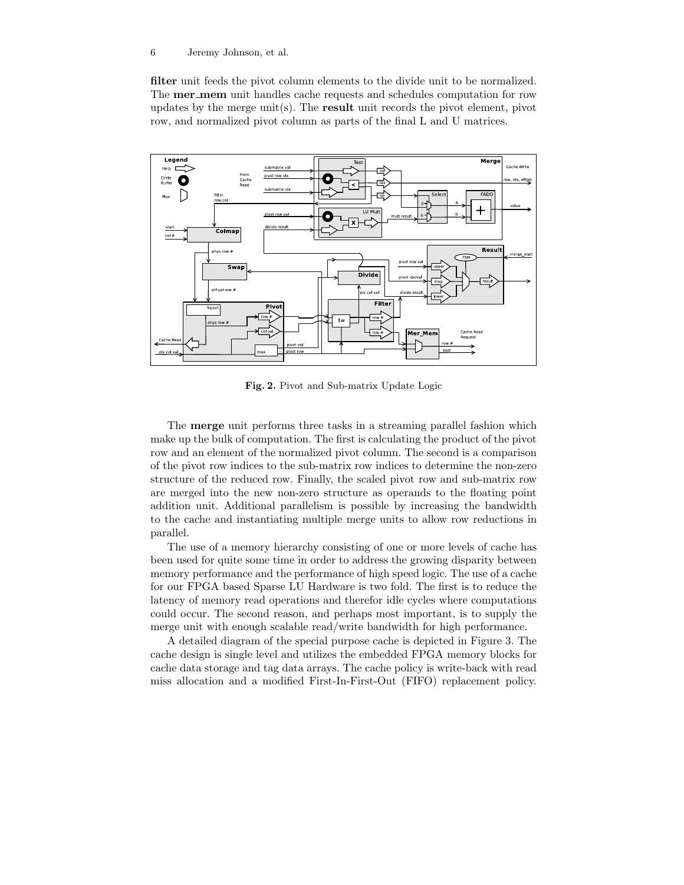**filter** unit feeds the pivot column elements to the divide unit to be normalized. The **mer_mem** unit handles cache requests and schedules computation for row updates by the merge unit(s). The **result** unit records the pivot element, pivot row, and normalized pivot column as parts of the final L and U matrices.

**Fig. 2.** Pivot and Sub-matrix Update Logic

The **merge** unit performs three tasks in a streaming parallel fashion which make up the bulk of computation. The first is calculating the product of the pivot row and an element of the normalized pivot column. The second is a comparison of the pivot row indices to the sub-matrix row indices to determine the non-zero structure of the reduced row. Finally, the scaled pivot row and sub-matrix row are merged into the new non-zero structure as operands to the floating point addition unit. Additional parallelism is possible by increasing the bandwidth to the cache and instantiating multiple merge units to allow row reductions in parallel.

The use of a memory hierarchy consisting of one or more levels of cache has been used for quite some time in order to address the growing disparity between memory performance and the performance of high speed logic. The use of a cache for our FPGA based Sparse LU Hardware is two fold. The first is to reduce the latency of memory read operations and therefor idle cycles where computations could occur. The second reason, and perhaps most important, is to supply the merge unit with enough scalable read/write bandwidth for high performance.

A detailed diagram of the special purpose cache is depicted in Figure 3. The cache design is single level and utilizes the embedded FPGA memory blocks for cache data storage and tag data arrays. The cache policy is write-back with read miss allocation and a modified First-In-First-Out (FIFO) replacement policy.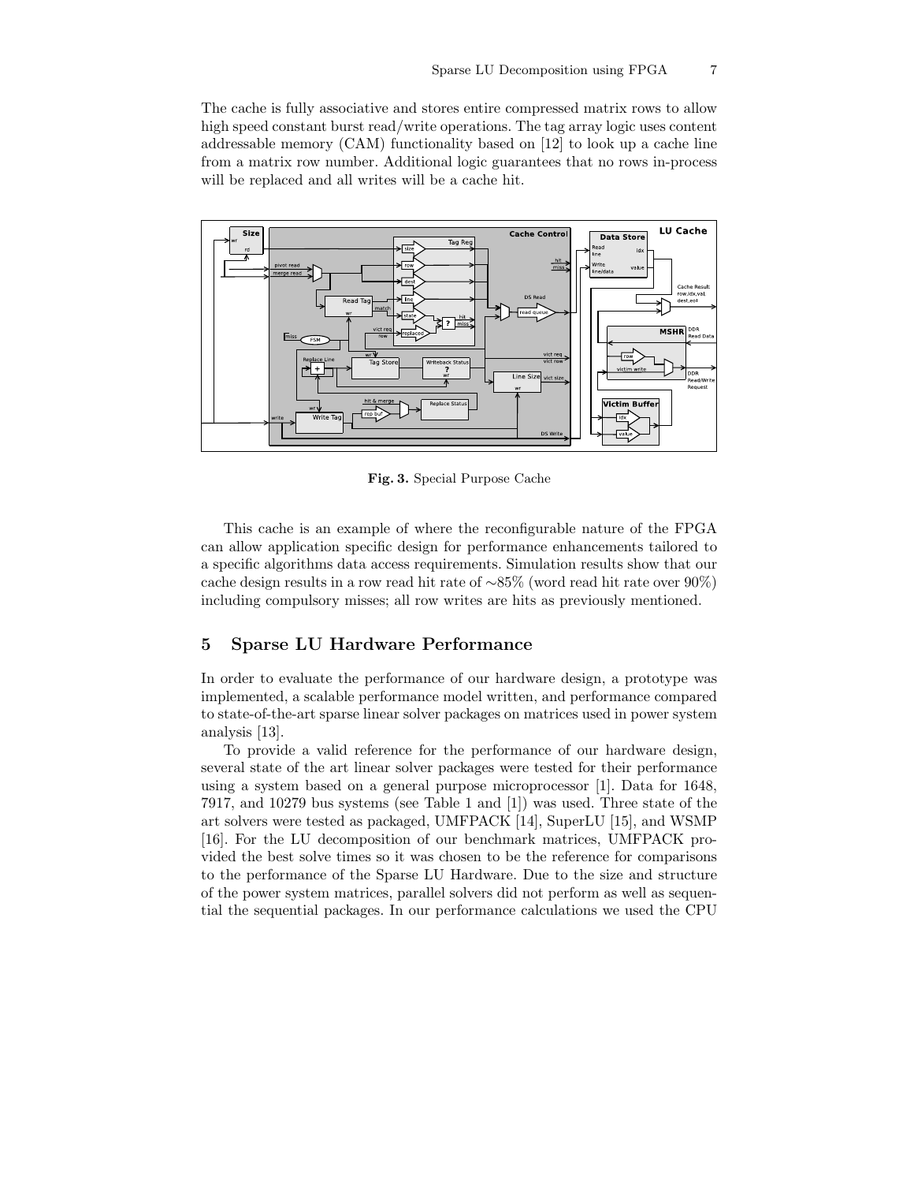The cache is fully associative and stores entire compressed matrix rows to allow high speed constant burst read/write operations. The tag array logic uses content addressable memory (CAM) functionality based on [12] to look up a cache line from a matrix row number. Additional logic guarantees that no rows in-process will be replaced and all writes will be a cache hit.

**Fig. 3.** Special Purpose Cache

This cache is an example of where the reconfigurable nature of the FPGA can allow application specific design for performance enhancements tailored to a specific algorithms data access requirements. Simulation results show that our cache design results in a row read hit rate of ∼85% (word read hit rate over 90%) including compulsory misses; all row writes are hits as previously mentioned.

## 5 Sparse LU Hardware Performance

In order to evaluate the performance of our hardware design, a prototype was implemented, a scalable performance model written, and performance compared to state-of-the-art sparse linear solver packages on matrices used in power system analysis [13].

To provide a valid reference for the performance of our hardware design, several state of the art linear solver packages were tested for their performance using a system based on a general purpose microprocessor [1]. Data for 1648, 7917, and 10279 bus systems (see Table 1 and [1]) was used. Three state of the art solvers were tested as packaged, UMFPACK [14], SuperLU [15], and WSMP [16]. For the LU decomposition of our benchmark matrices, UMFPACK provided the best solve times so it was chosen to be the reference for comparisons to the performance of the Sparse LU Hardware. Due to the size and structure of the power system matrices, parallel solvers did not perform as well as sequential the sequential packages. In our performance calculations we used the CPU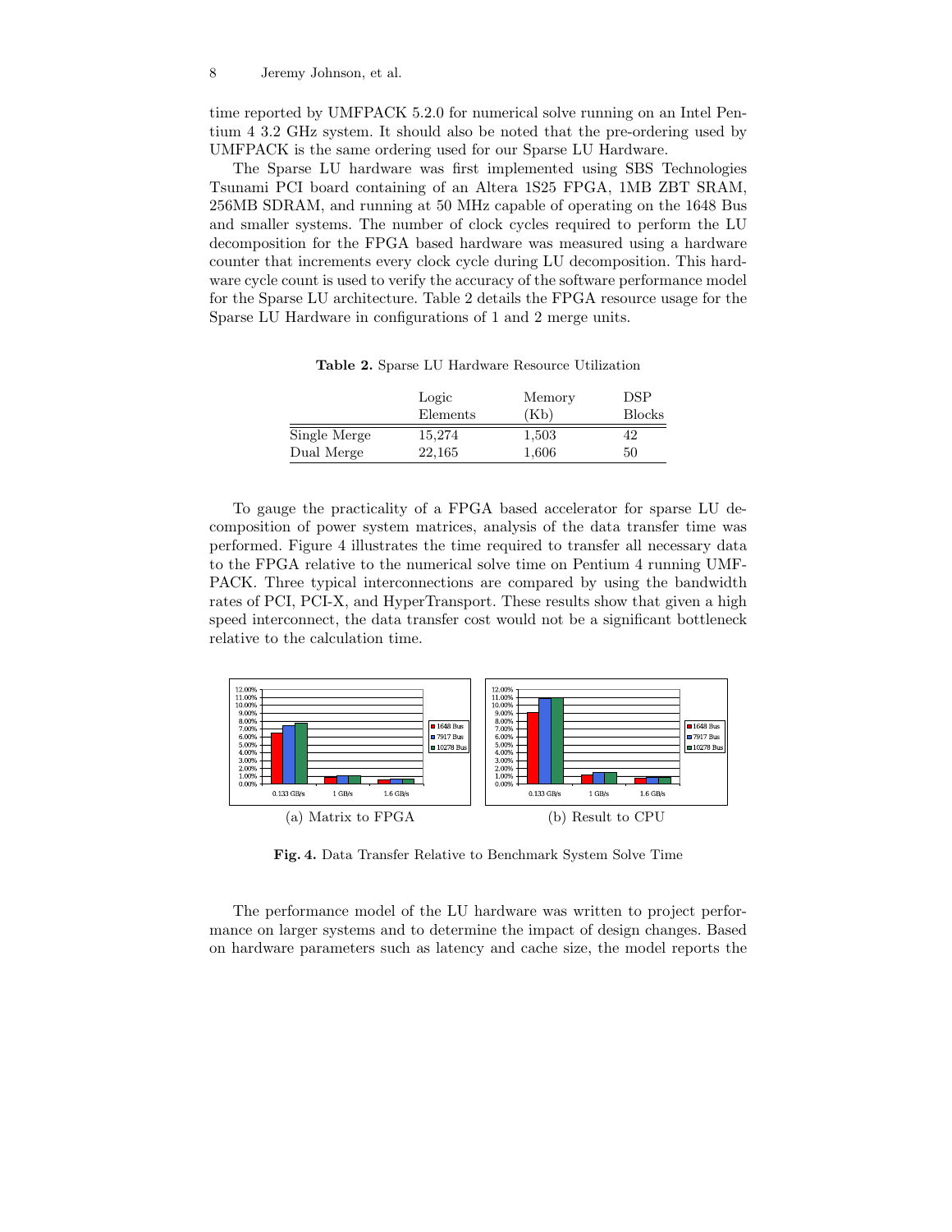time reported by UMFPACK 5.2.0 for numerical solve running on an Intel Pentium 4 3.2 GHz system. It should also be noted that the pre-ordering used by UMFPACK is the same ordering used for our Sparse LU Hardware.

The Sparse LU hardware was first implemented using SBS Technologies Tsunami PCI board containing of an Altera 1S25 FPGA, 1MB ZBT SRAM, 256MB SDRAM, and running at 50 MHz capable of operating on the 1648 Bus and smaller systems. The number of clock cycles required to perform the LU decomposition for the FPGA based hardware was measured using a hardware counter that increments every clock cycle during LU decomposition. This hardware cycle count is used to verify the accuracy of the software performance model for the Sparse LU architecture. Table 2 details the FPGA resource usage for the Sparse LU Hardware in configurations of 1 and 2 merge units.

**Table 2.** Sparse LU Hardware Resource Utilization

| | Logic Elements | Memory (Kb) | DSP Blocks |
|---|---|---|---|
| Single Merge | 15,274 | 1,503 | 42 |
| Dual Merge | 22,165 | 1,606 | 50 |

To gauge the practicality of a FPGA based accelerator for sparse LU decomposition of power system matrices, analysis of the data transfer time was performed. Figure 4 illustrates the time required to transfer all necessary data to the FPGA relative to the numerical solve time on Pentium 4 running UMFPACK. Three typical interconnections are compared by using the bandwidth rates of PCI, PCI-X, and HyperTransport. These results show that given a high speed interconnect, the data transfer cost would not be a significant bottleneck relative to the calculation time.

(a) Matrix to FPGA

(b) Result to CPU

**Fig. 4.** Data Transfer Relative to Benchmark System Solve Time

The performance model of the LU hardware was written to project performance on larger systems and to determine the impact of design changes. Based on hardware parameters such as latency and cache size, the model reports the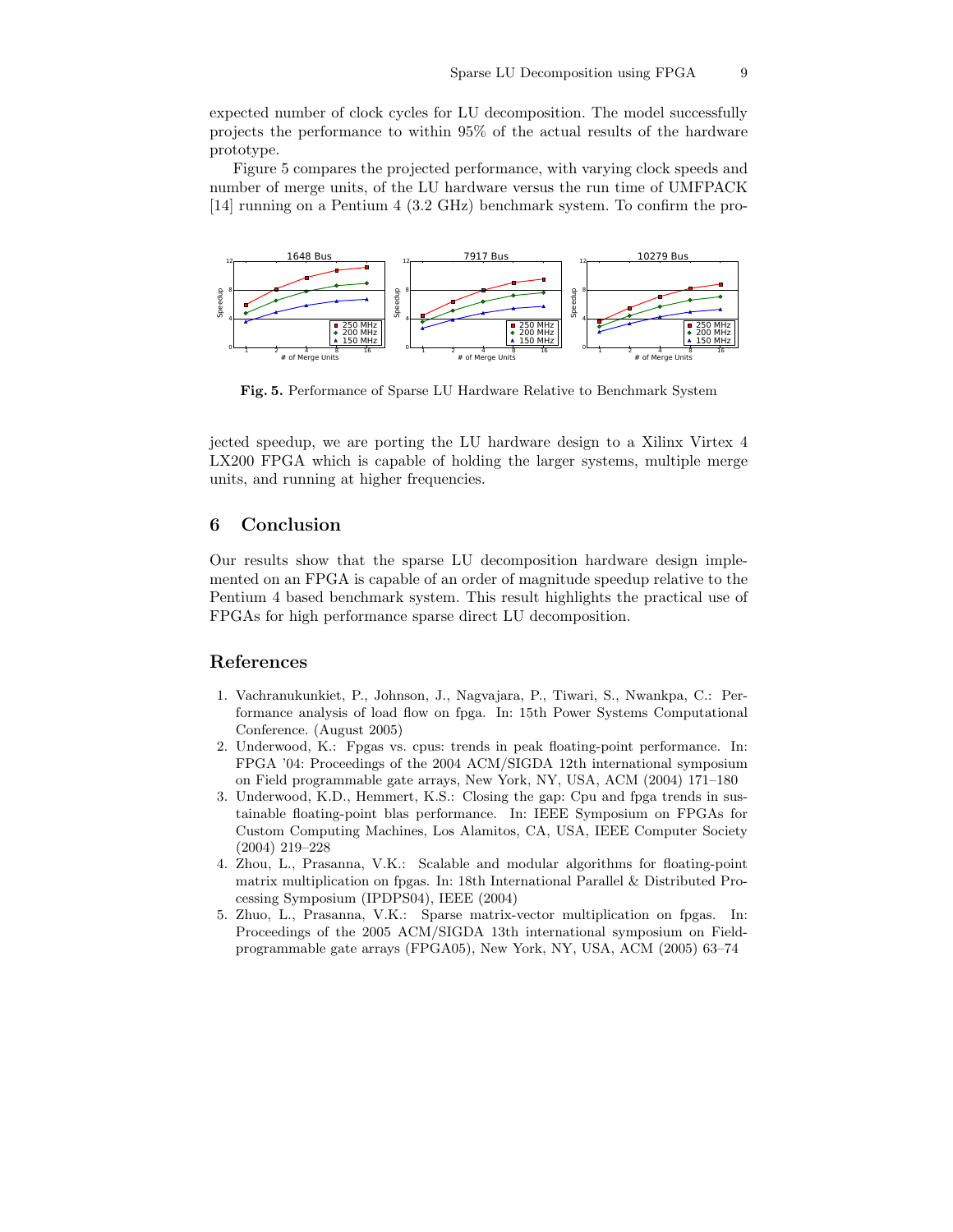expected number of clock cycles for LU decomposition. The model successfully projects the performance to within 95% of the actual results of the hardware prototype.

Figure 5 compares the projected performance, with varying clock speeds and number of merge units, of the LU hardware versus the run time of UMFPACK [14] running on a Pentium 4 (3.2 GHz) benchmark system. To confirm the projected speedup, we are porting the LU hardware design to a Xilinx Virtex 4 LX200 FPGA which is capable of holding the larger systems, multiple merge units, and running at higher frequencies.

**Fig. 5.** Performance of Sparse LU Hardware Relative to Benchmark System

## 6 Conclusion

Our results show that the sparse LU decomposition hardware design implemented on an FPGA is capable of an order of magnitude speedup relative to the Pentium 4 based benchmark system. This result highlights the practical use of FPGAs for high performance sparse direct LU decomposition.

## References

1. Vachranukunkiet, P., Johnson, J., Nagvajara, P., Tiwari, S., Nwankpa, C.: Performance analysis of load flow on fpga. In: 15th Power Systems Computational Conference. (August 2005)
2. Underwood, K.: Fpgas vs. cpus: trends in peak floating-point performance. In: FPGA '04: Proceedings of the 2004 ACM/SIGDA 12th international symposium on Field programmable gate arrays, New York, NY, USA, ACM (2004) 171–180
3. Underwood, K.D., Hemmert, K.S.: Closing the gap: Cpu and fpga trends in sustainable floating-point blas performance. In: IEEE Symposium on FPGAs for Custom Computing Machines, Los Alamitos, CA, USA, IEEE Computer Society (2004) 219–228
4. Zhou, L., Prasanna, V.K.: Scalable and modular algorithms for floating-point matrix multiplication on fpgas. In: 18th International Parallel & Distributed Processing Symposium (IPDPS04), IEEE (2004)
5. Zhuo, L., Prasanna, V.K.: Sparse matrix-vector multiplication on fpgas. In: Proceedings of the 2005 ACM/SIGDA 13th international symposium on Field-programmable gate arrays (FPGA05), New York, NY, USA, ACM (2005) 63–74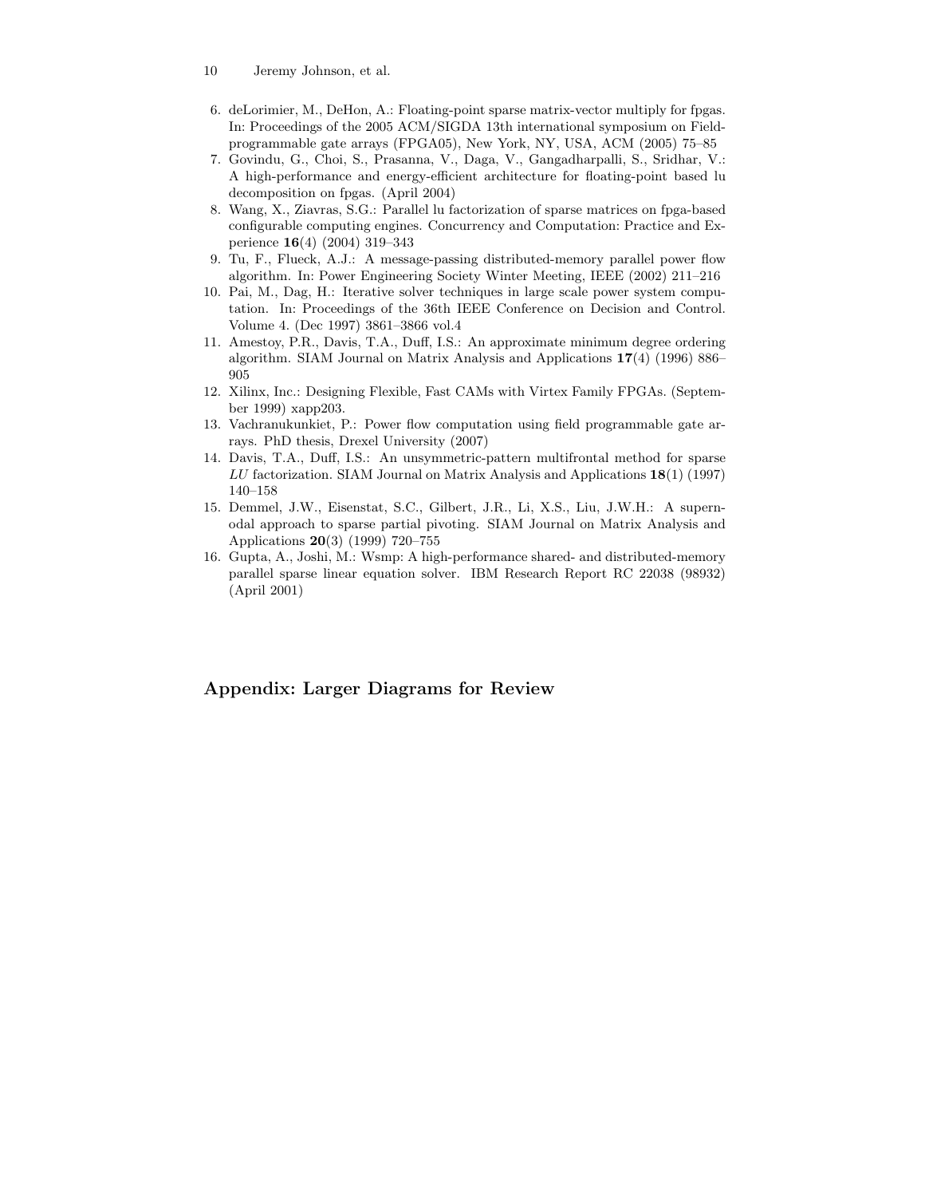6. deLorimier, M., DeHon, A.: Floating-point sparse matrix-vector multiply for fpgas. In: Proceedings of the 2005 ACM/SIGDA 13th international symposium on Field-programmable gate arrays (FPGA05), New York, NY, USA, ACM (2005) 75–85
7. Govindu, G., Choi, S., Prasanna, V., Daga, V., Gangadharpalli, S., Sridhar, V.: A high-performance and energy-efficient architecture for floating-point based lu decomposition on fpgas. (April 2004)
8. Wang, X., Ziavras, S.G.: Parallel lu factorization of sparse matrices on fpga-based configurable computing engines. Concurrency and Computation: Practice and Experience **16**(4) (2004) 319–343
9. Tu, F., Flueck, A.J.: A message-passing distributed-memory parallel power flow algorithm. In: Power Engineering Society Winter Meeting, IEEE (2002) 211–216
10. Pai, M., Dag, H.: Iterative solver techniques in large scale power system computation. In: Proceedings of the 36th IEEE Conference on Decision and Control. Volume 4. (Dec 1997) 3861–3866 vol.4
11. Amestoy, P.R., Davis, T.A., Duff, I.S.: An approximate minimum degree ordering algorithm. SIAM Journal on Matrix Analysis and Applications **17**(4) (1996) 886–905
12. Xilinx, Inc.: Designing Flexible, Fast CAMs with Virtex Family FPGAs. (September 1999) xapp203.
13. Vachranukunkiet, P.: Power flow computation using field programmable gate arrays. PhD thesis, Drexel University (2007)
14. Davis, T.A., Duff, I.S.: An unsymmetric-pattern multifrontal method for sparse *LU* factorization. SIAM Journal on Matrix Analysis and Applications **18**(1) (1997) 140–158
15. Demmel, J.W., Eisenstat, S.C., Gilbert, J.R., Li, X.S., Liu, J.W.H.: A supernodal approach to sparse partial pivoting. SIAM Journal on Matrix Analysis and Applications **20**(3) (1999) 720–755
16. Gupta, A., Joshi, M.: Wsmp: A high-performance shared- and distributed-memory parallel sparse linear equation solver. IBM Research Report RC 22038 (98932) (April 2001)

## Appendix: Larger Diagrams for Review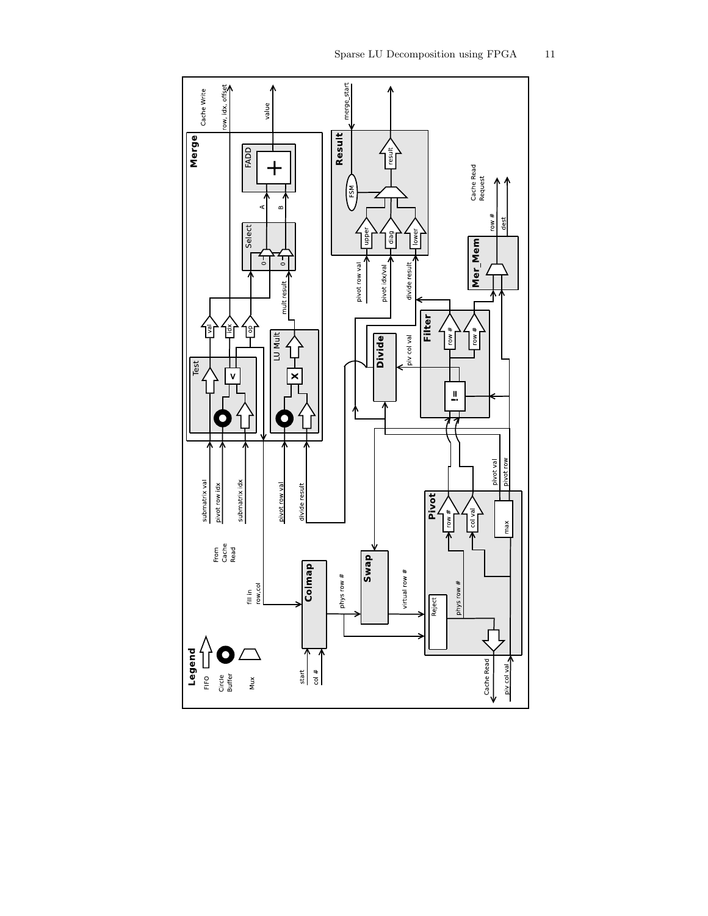**Legend**: FIFO, Circle Buffer, Mux

**Merge**
- Test
- LU Mult
- Select (0, 0)
- FADD (A, B)
- val, idx, op
- mult result
- Cache Write: row, idx, offset
- value

**From Cache Read**: submatrix val, pivot row idx, submatrix idx, pivot row val, divide result

fill in row,col

**Colmap**: start, col #

phys row #

**Swap**

virtual row #

**Pivot**: Reject, phys row #, row #, col val, max

Cache Read, piv col val

pivot val, pivot row

**Divide**: piv col val

**Filter**: !=, row #, row #

**Mer_Mem**: row #, dest

Cache Read Request

**Result**: FSM, upper, diag, lower, result

pivot row val, pivot idx/val, divide result

merge_start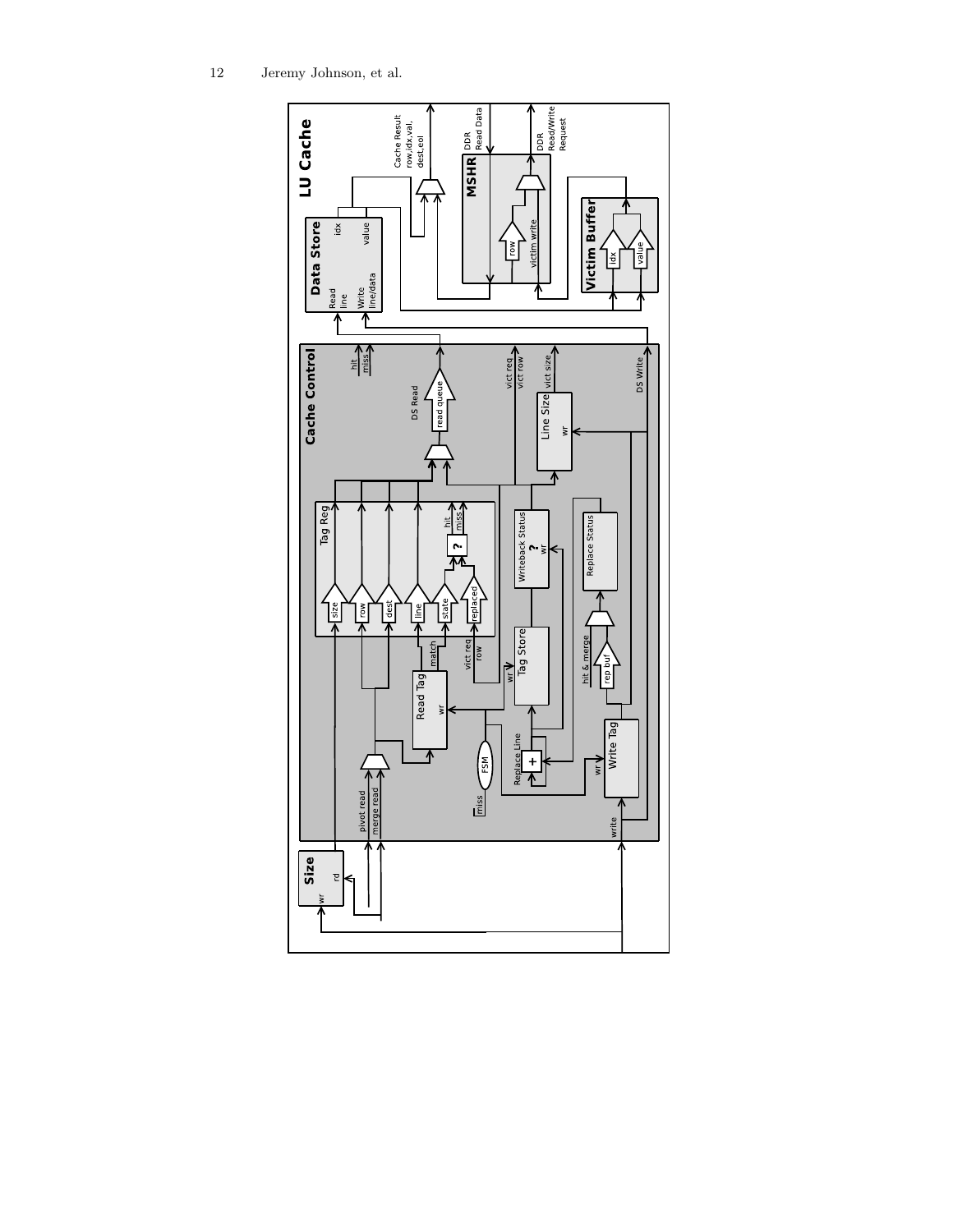LU Cache

Data Store
Read line
Write line/data
idx
value

Cache Result row,idx,val, dest,eol

DDR Read Data

DDR Read/Write Request

MSHR
row
victim write

Victim Buffer
idx
value

Cache Control
hit
miss
DS Read
read queue
vict req
vict row
vict size
DS Write
Line Size
wr

Tag Reg
size
row
dest
line
state
replaced
hit
miss
?

Writeback Status
?
wr

Replace Status

Read Tag
wr
match
vict req
row

Tag Store
wr

hit & merge
rep buf

FSM
miss
Replace Line
+

Write Tag
wr

pivot read
merge read
write

Size
wr
rd